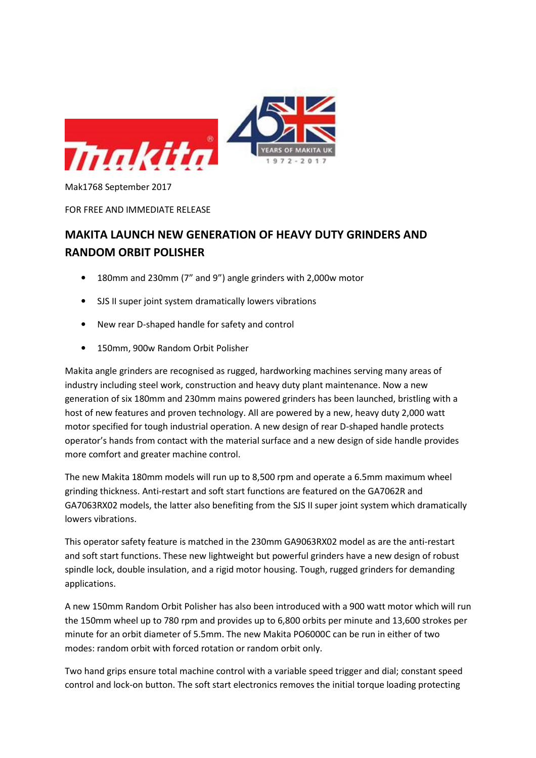Mak1768 September 2017

FOR FREE AND IMMEDIATE RELEASE

## MAKITA LAUNCH NEW GENERATION OF HEAVY DUTY GRINDERS AND RANDOM ORBIT POLISHER

- 180mm and 230mm (7" and 9") angle grinders with 2,000w motor
- SJS II super joint system dramatically lowers vibrations
- New rear D-shaped handle for safety and control
- 150mm, 900w Random Orbit Polisher

Makita angle grinders are recognised as rugged, hardworking machines serving many areas of industry including steel work, construction and heavy duty plant maintenance. Now a new generation of six 180mm and 230mm mains powered grinders has been launched, bristling with a host of new features and proven technology. All are powered by a new, heavy duty 2,000 watt motor specified for tough industrial operation. A new design of rear D-shaped handle protects operator's hands from contact with the material surface and a new design of side handle provides more comfort and greater machine control.

The new Makita 180mm models will run up to 8,500 rpm and operate a 6.5mm maximum wheel grinding thickness. Anti-restart and soft start functions are featured on the GA7062R and GA7063RX02 models, the latter also benefiting from the SJS II super joint system which dramatically lowers vibrations.

This operator safety feature is matched in the 230mm GA9063RX02 model as are the anti-restart and soft start functions. These new lightweight but powerful grinders have a new design of robust spindle lock, double insulation, and a rigid motor housing. Tough, rugged grinders for demanding applications.

A new 150mm Random Orbit Polisher has also been introduced with a 900 watt motor which will run the 150mm wheel up to 780 rpm and provides up to 6,800 orbits per minute and 13,600 strokes per minute for an orbit diameter of 5.5mm. The new Makita PO6000C can be run in either of two modes: random orbit with forced rotation or random orbit only.

Two hand grips ensure total machine control with a variable speed trigger and dial; constant speed control and lock-on button. The soft start electronics removes the initial torque loading protecting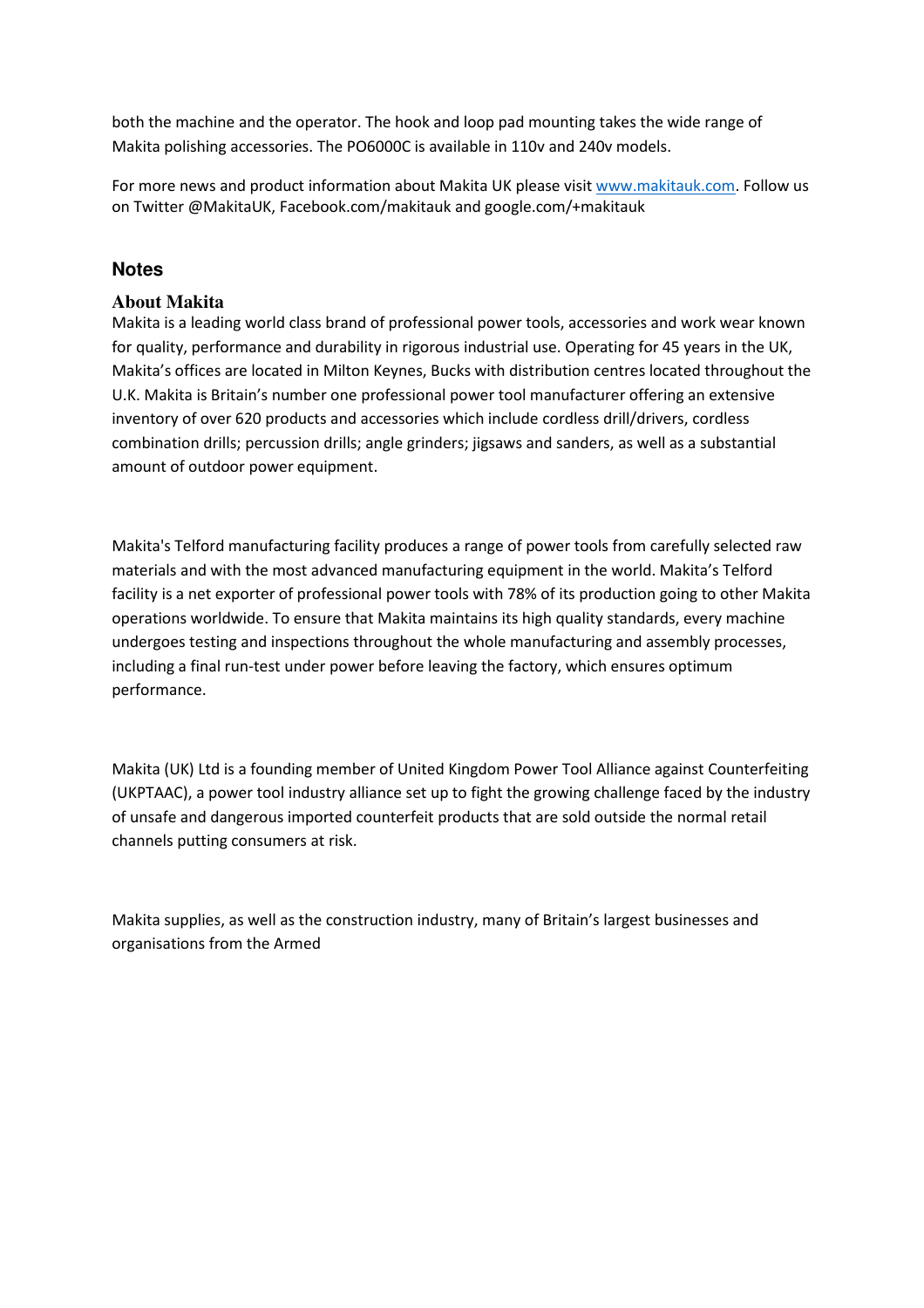both the machine and the operator. The hook and loop pad mounting takes the wide range of Makita polishing accessories. The PO6000C is available in 110v and 240v models.

For more news and product information about Makita UK please visit [www.makitauk.com](http://www.makitauk.com). Follow us on Twitter @MakitaUK, Facebook.com/makitauk and google.com/+makitauk

## Notes

### About Makita

Makita is a leading world class brand of professional power tools, accessories and work wear known for quality, performance and durability in rigorous industrial use. Operating for 45 years in the UK, Makita's offices are located in Milton Keynes, Bucks with distribution centres located throughout the U.K. Makita is Britain's number one professional power tool manufacturer offering an extensive inventory of over 620 products and accessories which include cordless drill/drivers, cordless combination drills; percussion drills; angle grinders; jigsaws and sanders, as well as a substantial amount of outdoor power equipment.

Makita's Telford manufacturing facility produces a range of power tools from carefully selected raw materials and with the most advanced manufacturing equipment in the world. Makita's Telford facility is a net exporter of professional power tools with 78% of its production going to other Makita operations worldwide. To ensure that Makita maintains its high quality standards, every machine undergoes testing and inspections throughout the whole manufacturing and assembly processes, including a final run-test under power before leaving the factory, which ensures optimum performance.

Makita (UK) Ltd is a founding member of United Kingdom Power Tool Alliance against Counterfeiting (UKPTAAC), a power tool industry alliance set up to fight the growing challenge faced by the industry of unsafe and dangerous imported counterfeit products that are sold outside the normal retail channels putting consumers at risk.

Makita supplies, as well as the construction industry, many of Britain's largest businesses and organisations from the Armed